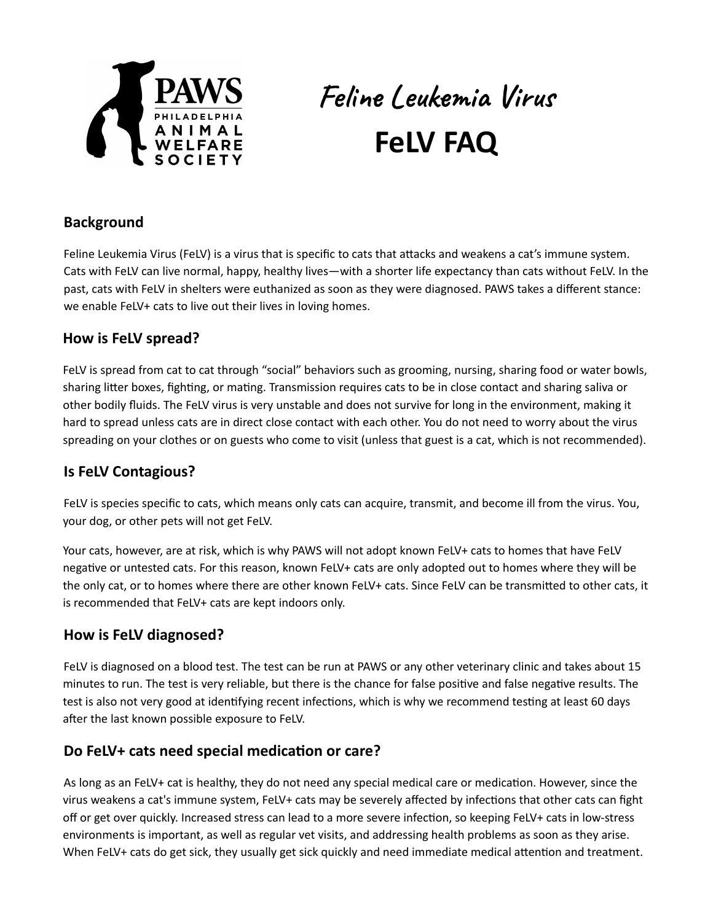PAWS PHILADELPHIA ANIMAL WELFARE SOCIETY

# Feline Leukemia Virus

# FeLV FAQ

## Background

Feline Leukemia Virus (FeLV) is a virus that is specific to cats that attacks and weakens a cat's immune system. Cats with FeLV can live normal, happy, healthy lives—with a shorter life expectancy than cats without FeLV. In the past, cats with FeLV in shelters were euthanized as soon as they were diagnosed. PAWS takes a different stance: we enable FeLV+ cats to live out their lives in loving homes.

## How is FeLV spread?

FeLV is spread from cat to cat through "social" behaviors such as grooming, nursing, sharing food or water bowls, sharing litter boxes, fighting, or mating. Transmission requires cats to be in close contact and sharing saliva or other bodily fluids. The FeLV virus is very unstable and does not survive for long in the environment, making it hard to spread unless cats are in direct close contact with each other. You do not need to worry about the virus spreading on your clothes or on guests who come to visit (unless that guest is a cat, which is not recommended).

## Is FeLV Contagious?

FeLV is species specific to cats, which means only cats can acquire, transmit, and become ill from the virus. You, your dog, or other pets will not get FeLV.

Your cats, however, are at risk, which is why PAWS will not adopt known FeLV+ cats to homes that have FeLV negative or untested cats. For this reason, known FeLV+ cats are only adopted out to homes where they will be the only cat, or to homes where there are other known FeLV+ cats. Since FeLV can be transmitted to other cats, it is recommended that FeLV+ cats are kept indoors only.

## How is FeLV diagnosed?

FeLV is diagnosed on a blood test. The test can be run at PAWS or any other veterinary clinic and takes about 15 minutes to run. The test is very reliable, but there is the chance for false positive and false negative results. The test is also not very good at identifying recent infections, which is why we recommend testing at least 60 days after the last known possible exposure to FeLV.

## Do FeLV+ cats need special medication or care?

As long as an FeLV+ cat is healthy, they do not need any special medical care or medication. However, since the virus weakens a cat's immune system, FeLV+ cats may be severely affected by infections that other cats can fight off or get over quickly. Increased stress can lead to a more severe infection, so keeping FeLV+ cats in low-stress environments is important, as well as regular vet visits, and addressing health problems as soon as they arise. When FeLV+ cats do get sick, they usually get sick quickly and need immediate medical attention and treatment.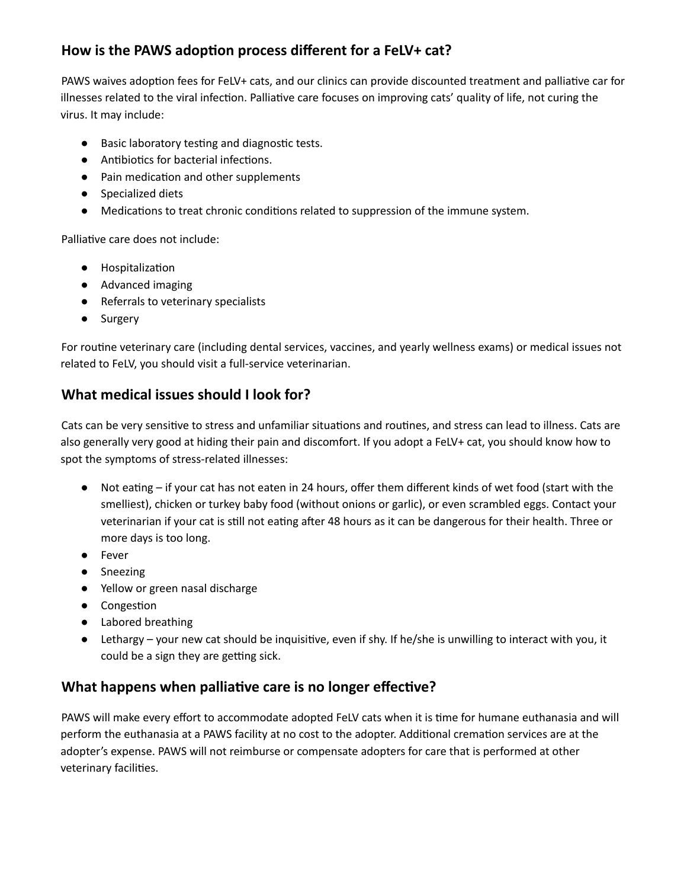## How is the PAWS adoption process different for a FeLV+ cat?

PAWS waives adoption fees for FeLV+ cats, and our clinics can provide discounted treatment and palliative car for illnesses related to the viral infection. Palliative care focuses on improving cats' quality of life, not curing the virus. It may include:

- Basic laboratory testing and diagnostic tests.
- Antibiotics for bacterial infections.
- Pain medication and other supplements
- Specialized diets
- Medications to treat chronic conditions related to suppression of the immune system.

Palliative care does not include:

- Hospitalization
- Advanced imaging
- Referrals to veterinary specialists
- Surgery

For routine veterinary care (including dental services, vaccines, and yearly wellness exams) or medical issues not related to FeLV, you should visit a full-service veterinarian.

## What medical issues should I look for?

Cats can be very sensitive to stress and unfamiliar situations and routines, and stress can lead to illness. Cats are also generally very good at hiding their pain and discomfort. If you adopt a FeLV+ cat, you should know how to spot the symptoms of stress-related illnesses:

- Not eating – if your cat has not eaten in 24 hours, offer them different kinds of wet food (start with the smelliest), chicken or turkey baby food (without onions or garlic), or even scrambled eggs. Contact your veterinarian if your cat is still not eating after 48 hours as it can be dangerous for their health. Three or more days is too long.
- Fever
- Sneezing
- Yellow or green nasal discharge
- Congestion
- Labored breathing
- Lethargy – your new cat should be inquisitive, even if shy. If he/she is unwilling to interact with you, it could be a sign they are getting sick.

## What happens when palliative care is no longer effective?

PAWS will make every effort to accommodate adopted FeLV cats when it is time for humane euthanasia and will perform the euthanasia at a PAWS facility at no cost to the adopter. Additional cremation services are at the adopter's expense. PAWS will not reimburse or compensate adopters for care that is performed at other veterinary facilities.